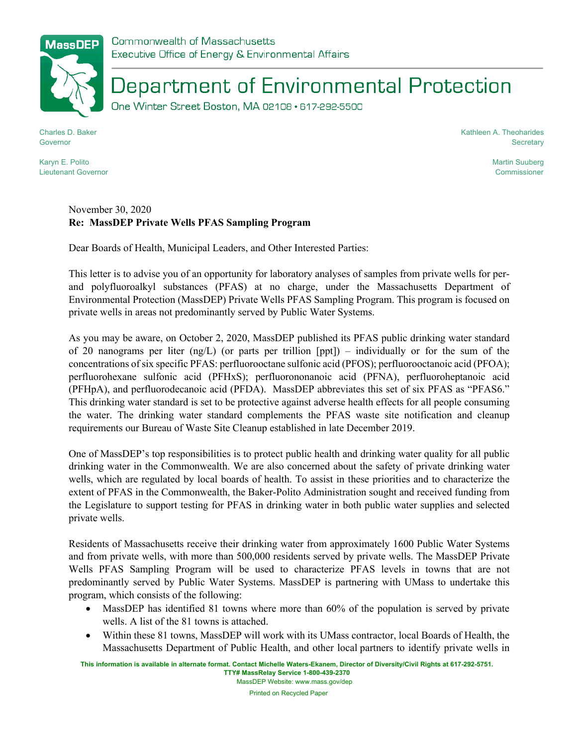Commonwealth of Massachusetts
Executive Office of Energy & Environmental Affairs

# Department of Environmental Protection

One Winter Street Boston, MA 02108 • 617-292-5500

Charles D. Baker
Governor

Karyn E. Polito
Lieutenant Governor

Kathleen A. Theoharides
Secretary

Martin Suuberg
Commissioner

November 30, 2020
**Re: MassDEP Private Wells PFAS Sampling Program**

Dear Boards of Health, Municipal Leaders, and Other Interested Parties:

This letter is to advise you of an opportunity for laboratory analyses of samples from private wells for per- and polyfluoroalkyl substances (PFAS) at no charge, under the Massachusetts Department of Environmental Protection (MassDEP) Private Wells PFAS Sampling Program. This program is focused on private wells in areas not predominantly served by Public Water Systems.

As you may be aware, on October 2, 2020, MassDEP published its PFAS public drinking water standard of 20 nanograms per liter (ng/L) (or parts per trillion [ppt]) – individually or for the sum of the concentrations of six specific PFAS: perfluorooctane sulfonic acid (PFOS); perfluorooctanoic acid (PFOA); perfluorohexane sulfonic acid (PFHxS); perfluorononanoic acid (PFNA), perfluoroheptanoic acid (PFHpA), and perfluorodecanoic acid (PFDA). MassDEP abbreviates this set of six PFAS as "PFAS6." This drinking water standard is set to be protective against adverse health effects for all people consuming the water. The drinking water standard complements the PFAS waste site notification and cleanup requirements our Bureau of Waste Site Cleanup established in late December 2019.

One of MassDEP's top responsibilities is to protect public health and drinking water quality for all public drinking water in the Commonwealth. We are also concerned about the safety of private drinking water wells, which are regulated by local boards of health. To assist in these priorities and to characterize the extent of PFAS in the Commonwealth, the Baker-Polito Administration sought and received funding from the Legislature to support testing for PFAS in drinking water in both public water supplies and selected private wells.

Residents of Massachusetts receive their drinking water from approximately 1600 Public Water Systems and from private wells, with more than 500,000 residents served by private wells. The MassDEP Private Wells PFAS Sampling Program will be used to characterize PFAS levels in towns that are not predominantly served by Public Water Systems. MassDEP is partnering with UMass to undertake this program, which consists of the following:

- MassDEP has identified 81 towns where more than 60% of the population is served by private wells. A list of the 81 towns is attached.
- Within these 81 towns, MassDEP will work with its UMass contractor, local Boards of Health, the Massachusetts Department of Public Health, and other local partners to identify private wells in

This information is available in alternate format. Contact Michelle Waters-Ekanem, Director of Diversity/Civil Rights at 617-292-5751.
TTY# MassRelay Service 1-800-439-2370
MassDEP Website: www.mass.gov/dep
Printed on Recycled Paper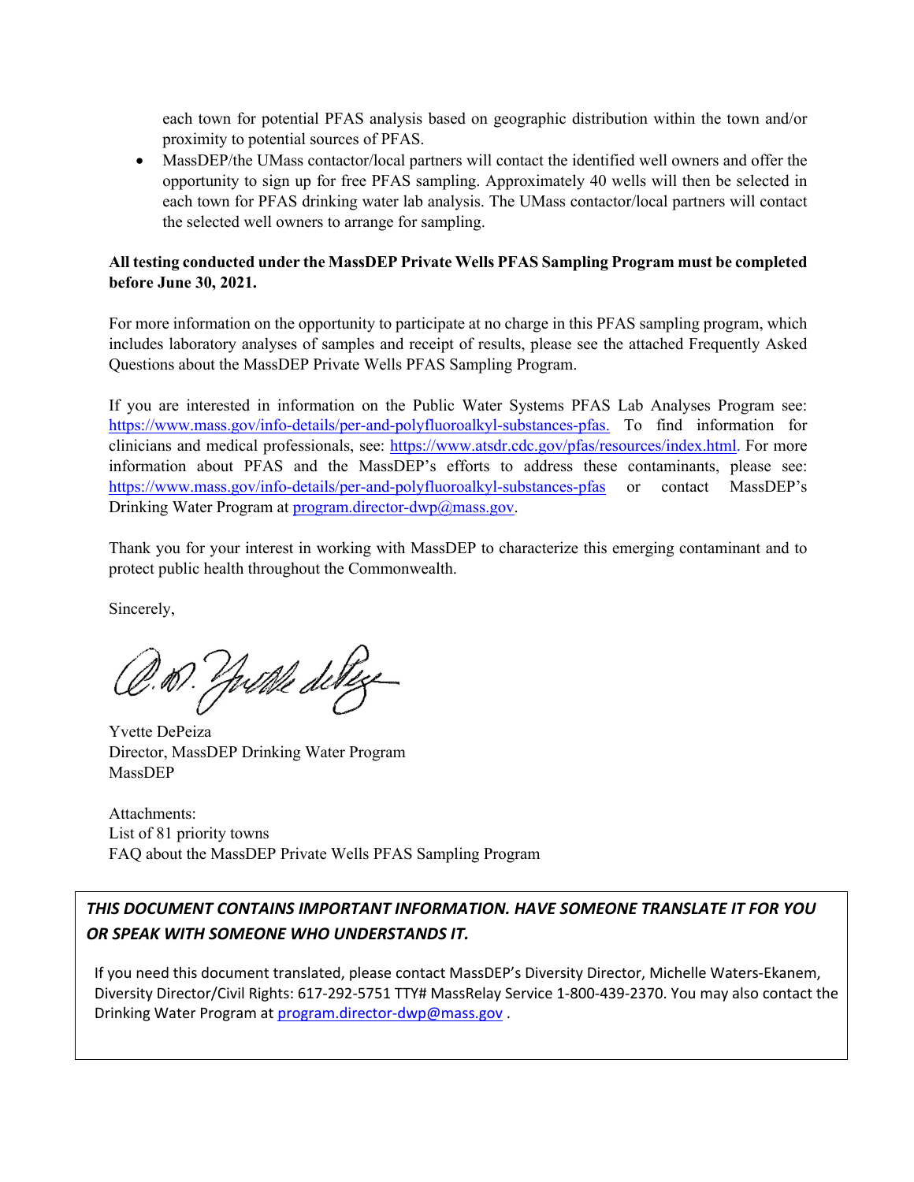each town for potential PFAS analysis based on geographic distribution within the town and/or proximity to potential sources of PFAS.

- MassDEP/the UMass contactor/local partners will contact the identified well owners and offer the opportunity to sign up for free PFAS sampling. Approximately 40 wells will then be selected in each town for PFAS drinking water lab analysis. The UMass contactor/local partners will contact the selected well owners to arrange for sampling.

**All testing conducted under the MassDEP Private Wells PFAS Sampling Program must be completed before June 30, 2021.**

For more information on the opportunity to participate at no charge in this PFAS sampling program, which includes laboratory analyses of samples and receipt of results, please see the attached Frequently Asked Questions about the MassDEP Private Wells PFAS Sampling Program.

If you are interested in information on the Public Water Systems PFAS Lab Analyses Program see: https://www.mass.gov/info-details/per-and-polyfluoroalkyl-substances-pfas. To find information for clinicians and medical professionals, see: https://www.atsdr.cdc.gov/pfas/resources/index.html. For more information about PFAS and the MassDEP's efforts to address these contaminants, please see: https://www.mass.gov/info-details/per-and-polyfluoroalkyl-substances-pfas or contact MassDEP's Drinking Water Program at program.director-dwp@mass.gov.

Thank you for your interest in working with MassDEP to characterize this emerging contaminant and to protect public health throughout the Commonwealth.

Sincerely,

Yvette DePeiza
Director, MassDEP Drinking Water Program
MassDEP

Attachments:
List of 81 priority towns
FAQ about the MassDEP Private Wells PFAS Sampling Program

***THIS DOCUMENT CONTAINS IMPORTANT INFORMATION. HAVE SOMEONE TRANSLATE IT FOR YOU OR SPEAK WITH SOMEONE WHO UNDERSTANDS IT.***

If you need this document translated, please contact MassDEP's Diversity Director, Michelle Waters-Ekanem, Diversity Director/Civil Rights: 617-292-5751 TTY# MassRelay Service 1-800-439-2370. You may also contact the Drinking Water Program at program.director-dwp@mass.gov .